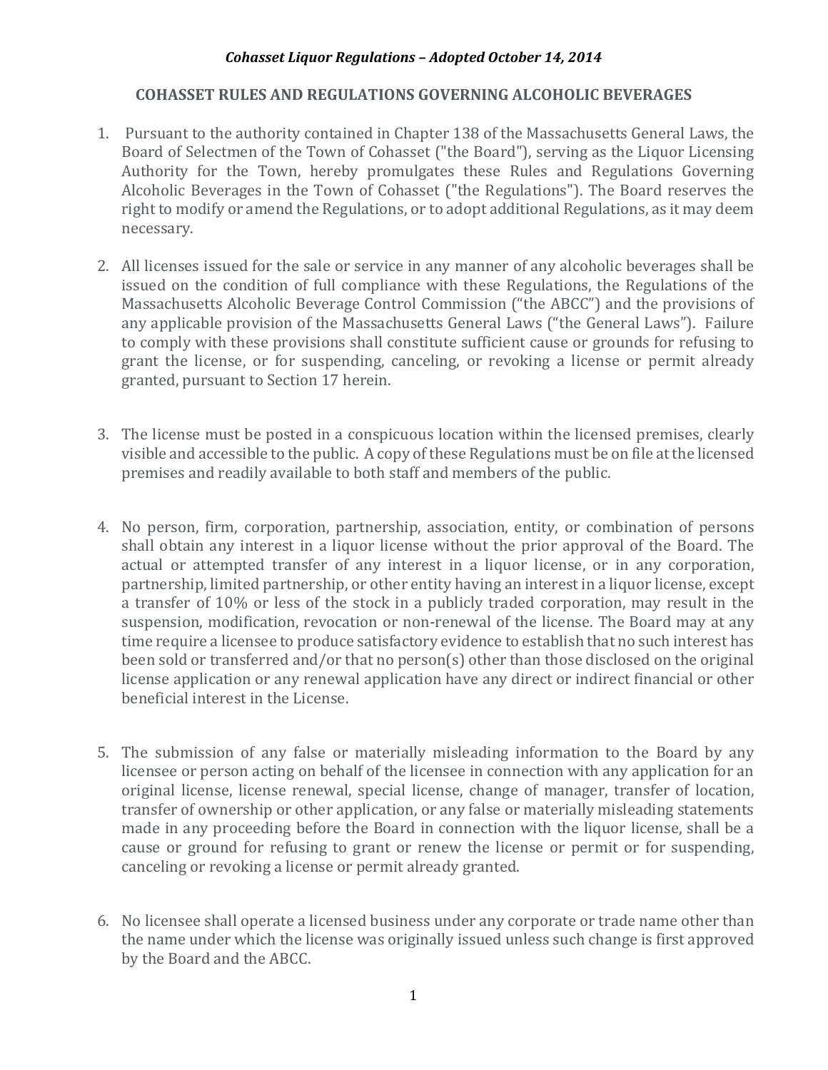*Cohasset Liquor Regulations – Adopted October 14, 2014*

# COHASSET RULES AND REGULATIONS GOVERNING ALCOHOLIC BEVERAGES

1. Pursuant to the authority contained in Chapter 138 of the Massachusetts General Laws, the Board of Selectmen of the Town of Cohasset ("the Board"), serving as the Liquor Licensing Authority for the Town, hereby promulgates these Rules and Regulations Governing Alcoholic Beverages in the Town of Cohasset ("the Regulations"). The Board reserves the right to modify or amend the Regulations, or to adopt additional Regulations, as it may deem necessary.

2. All licenses issued for the sale or service in any manner of any alcoholic beverages shall be issued on the condition of full compliance with these Regulations, the Regulations of the Massachusetts Alcoholic Beverage Control Commission ("the ABCC") and the provisions of any applicable provision of the Massachusetts General Laws ("the General Laws"). Failure to comply with these provisions shall constitute sufficient cause or grounds for refusing to grant the license, or for suspending, canceling, or revoking a license or permit already granted, pursuant to Section 17 herein.

3. The license must be posted in a conspicuous location within the licensed premises, clearly visible and accessible to the public. A copy of these Regulations must be on file at the licensed premises and readily available to both staff and members of the public.

4. No person, firm, corporation, partnership, association, entity, or combination of persons shall obtain any interest in a liquor license without the prior approval of the Board. The actual or attempted transfer of any interest in a liquor license, or in any corporation, partnership, limited partnership, or other entity having an interest in a liquor license, except a transfer of 10% or less of the stock in a publicly traded corporation, may result in the suspension, modification, revocation or non-renewal of the license. The Board may at any time require a licensee to produce satisfactory evidence to establish that no such interest has been sold or transferred and/or that no person(s) other than those disclosed on the original license application or any renewal application have any direct or indirect financial or other beneficial interest in the License.

5. The submission of any false or materially misleading information to the Board by any licensee or person acting on behalf of the licensee in connection with any application for an original license, license renewal, special license, change of manager, transfer of location, transfer of ownership or other application, or any false or materially misleading statements made in any proceeding before the Board in connection with the liquor license, shall be a cause or ground for refusing to grant or renew the license or permit or for suspending, canceling or revoking a license or permit already granted.

6. No licensee shall operate a licensed business under any corporate or trade name other than the name under which the license was originally issued unless such change is first approved by the Board and the ABCC.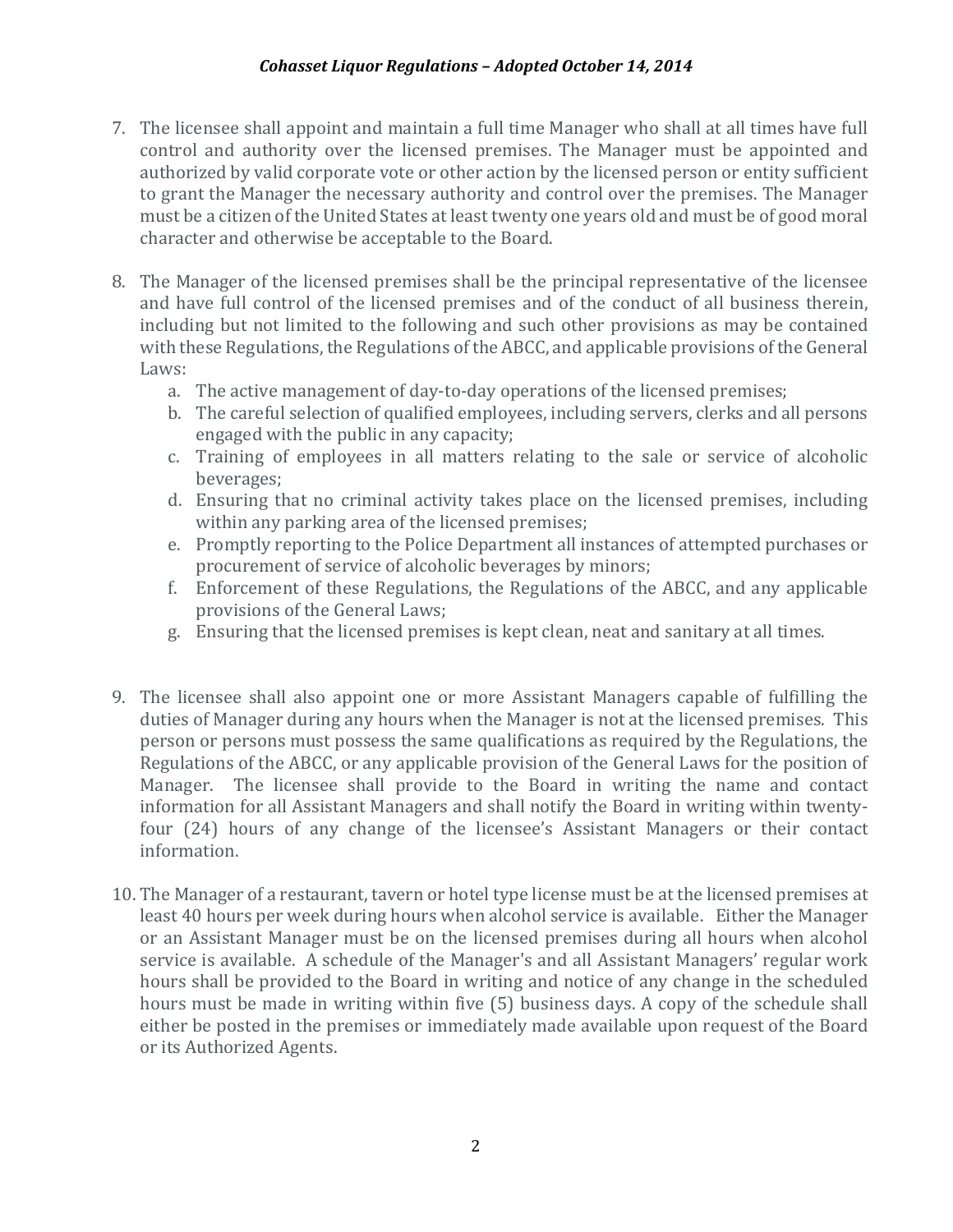7. The licensee shall appoint and maintain a full time Manager who shall at all times have full control and authority over the licensed premises. The Manager must be appointed and authorized by valid corporate vote or other action by the licensed person or entity sufficient to grant the Manager the necessary authority and control over the premises. The Manager must be a citizen of the United States at least twenty one years old and must be of good moral character and otherwise be acceptable to the Board.

8. The Manager of the licensed premises shall be the principal representative of the licensee and have full control of the licensed premises and of the conduct of all business therein, including but not limited to the following and such other provisions as may be contained with these Regulations, the Regulations of the ABCC, and applicable provisions of the General Laws:
    a. The active management of day-to-day operations of the licensed premises;
    b. The careful selection of qualified employees, including servers, clerks and all persons engaged with the public in any capacity;
    c. Training of employees in all matters relating to the sale or service of alcoholic beverages;
    d. Ensuring that no criminal activity takes place on the licensed premises, including within any parking area of the licensed premises;
    e. Promptly reporting to the Police Department all instances of attempted purchases or procurement of service of alcoholic beverages by minors;
    f. Enforcement of these Regulations, the Regulations of the ABCC, and any applicable provisions of the General Laws;
    g. Ensuring that the licensed premises is kept clean, neat and sanitary at all times.

9. The licensee shall also appoint one or more Assistant Managers capable of fulfilling the duties of Manager during any hours when the Manager is not at the licensed premises. This person or persons must possess the same qualifications as required by the Regulations, the Regulations of the ABCC, or any applicable provision of the General Laws for the position of Manager. The licensee shall provide to the Board in writing the name and contact information for all Assistant Managers and shall notify the Board in writing within twenty-four (24) hours of any change of the licensee's Assistant Managers or their contact information.

10. The Manager of a restaurant, tavern or hotel type license must be at the licensed premises at least 40 hours per week during hours when alcohol service is available. Either the Manager or an Assistant Manager must be on the licensed premises during all hours when alcohol service is available. A schedule of the Manager's and all Assistant Managers' regular work hours shall be provided to the Board in writing and notice of any change in the scheduled hours must be made in writing within five (5) business days. A copy of the schedule shall either be posted in the premises or immediately made available upon request of the Board or its Authorized Agents.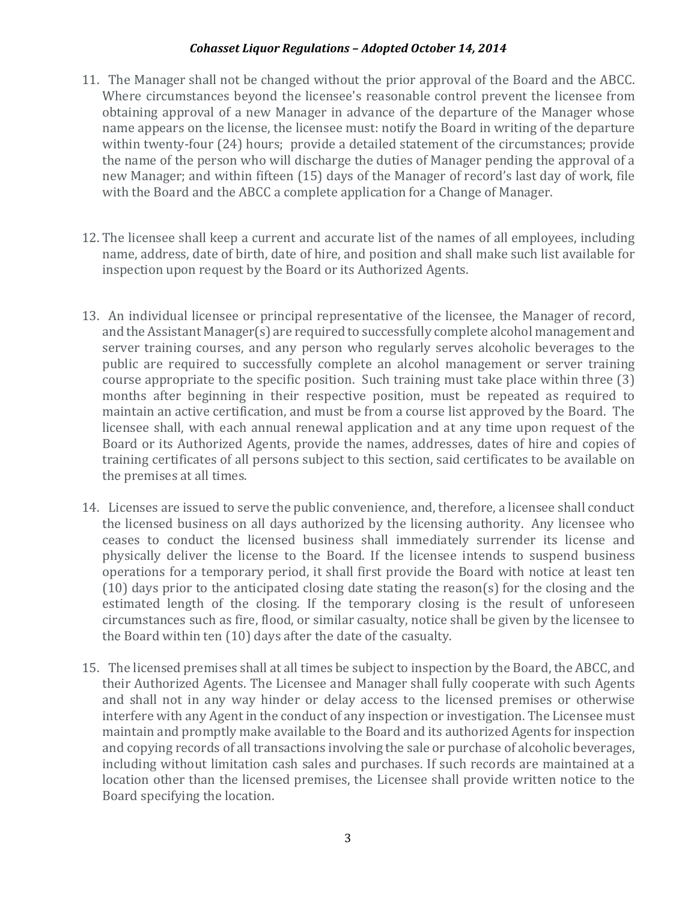11. The Manager shall not be changed without the prior approval of the Board and the ABCC. Where circumstances beyond the licensee's reasonable control prevent the licensee from obtaining approval of a new Manager in advance of the departure of the Manager whose name appears on the license, the licensee must: notify the Board in writing of the departure within twenty-four (24) hours; provide a detailed statement of the circumstances; provide the name of the person who will discharge the duties of Manager pending the approval of a new Manager; and within fifteen (15) days of the Manager of record's last day of work, file with the Board and the ABCC a complete application for a Change of Manager.

12. The licensee shall keep a current and accurate list of the names of all employees, including name, address, date of birth, date of hire, and position and shall make such list available for inspection upon request by the Board or its Authorized Agents.

13. An individual licensee or principal representative of the licensee, the Manager of record, and the Assistant Manager(s) are required to successfully complete alcohol management and server training courses, and any person who regularly serves alcoholic beverages to the public are required to successfully complete an alcohol management or server training course appropriate to the specific position. Such training must take place within three (3) months after beginning in their respective position, must be repeated as required to maintain an active certification, and must be from a course list approved by the Board. The licensee shall, with each annual renewal application and at any time upon request of the Board or its Authorized Agents, provide the names, addresses, dates of hire and copies of training certificates of all persons subject to this section, said certificates to be available on the premises at all times.

14. Licenses are issued to serve the public convenience, and, therefore, a licensee shall conduct the licensed business on all days authorized by the licensing authority. Any licensee who ceases to conduct the licensed business shall immediately surrender its license and physically deliver the license to the Board. If the licensee intends to suspend business operations for a temporary period, it shall first provide the Board with notice at least ten (10) days prior to the anticipated closing date stating the reason(s) for the closing and the estimated length of the closing. If the temporary closing is the result of unforeseen circumstances such as fire, flood, or similar casualty, notice shall be given by the licensee to the Board within ten (10) days after the date of the casualty.

15. The licensed premises shall at all times be subject to inspection by the Board, the ABCC, and their Authorized Agents. The Licensee and Manager shall fully cooperate with such Agents and shall not in any way hinder or delay access to the licensed premises or otherwise interfere with any Agent in the conduct of any inspection or investigation. The Licensee must maintain and promptly make available to the Board and its authorized Agents for inspection and copying records of all transactions involving the sale or purchase of alcoholic beverages, including without limitation cash sales and purchases. If such records are maintained at a location other than the licensed premises, the Licensee shall provide written notice to the Board specifying the location.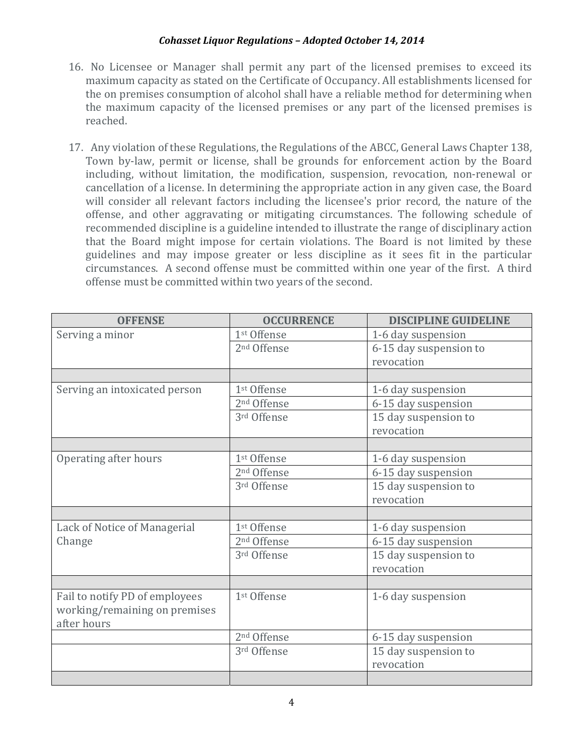16. No Licensee or Manager shall permit any part of the licensed premises to exceed its maximum capacity as stated on the Certificate of Occupancy. All establishments licensed for the on premises consumption of alcohol shall have a reliable method for determining when the maximum capacity of the licensed premises or any part of the licensed premises is reached.

17. Any violation of these Regulations, the Regulations of the ABCC, General Laws Chapter 138, Town by-law, permit or license, shall be grounds for enforcement action by the Board including, without limitation, the modification, suspension, revocation, non-renewal or cancellation of a license. In determining the appropriate action in any given case, the Board will consider all relevant factors including the licensee's prior record, the nature of the offense, and other aggravating or mitigating circumstances. The following schedule of recommended discipline is a guideline intended to illustrate the range of disciplinary action that the Board might impose for certain violations. The Board is not limited by these guidelines and may impose greater or less discipline as it sees fit in the particular circumstances. A second offense must be committed within one year of the first. A third offense must be committed within two years of the second.

| OFFENSE | OCCURRENCE | DISCIPLINE GUIDELINE |
|---|---|---|
| Serving a minor | 1st Offense | 1-6 day suspension |
| | 2nd Offense | 6-15 day suspension to revocation |
| | | |
| Serving an intoxicated person | 1st Offense | 1-6 day suspension |
| | 2nd Offense | 6-15 day suspension |
| | 3rd Offense | 15 day suspension to revocation |
| | | |
| Operating after hours | 1st Offense | 1-6 day suspension |
| | 2nd Offense | 6-15 day suspension |
| | 3rd Offense | 15 day suspension to revocation |
| | | |
| Lack of Notice of Managerial Change | 1st Offense | 1-6 day suspension |
| | 2nd Offense | 6-15 day suspension |
| | 3rd Offense | 15 day suspension to revocation |
| | | |
| Fail to notify PD of employees working/remaining on premises after hours | 1st Offense | 1-6 day suspension |
| | 2nd Offense | 6-15 day suspension |
| | 3rd Offense | 15 day suspension to revocation |
| | | |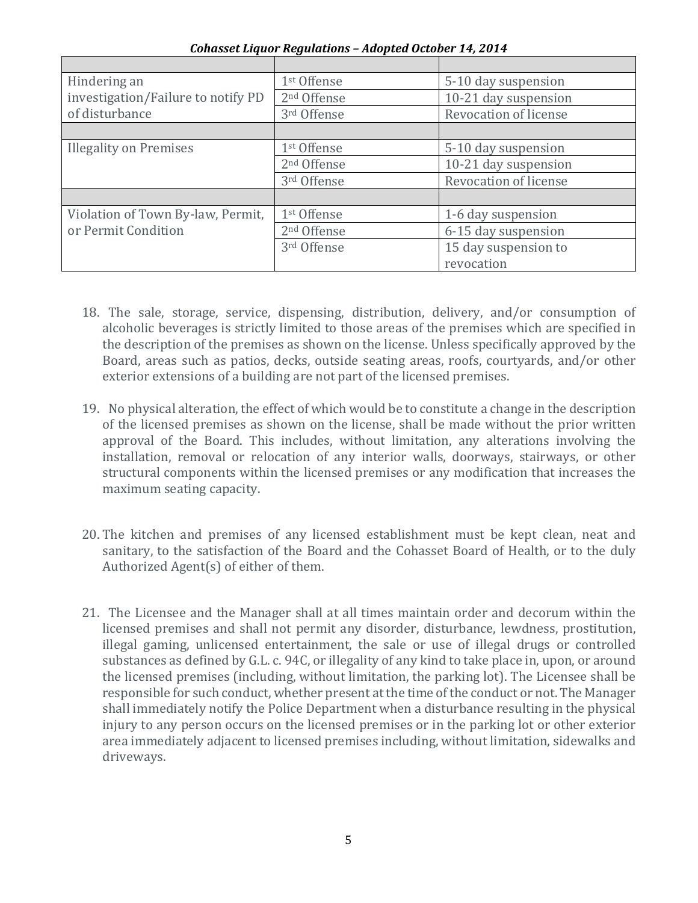| | | |
|---|---|---|
| Hindering an investigation/Failure to notify PD of disturbance | 1st Offense | 5-10 day suspension |
| | 2nd Offense | 10-21 day suspension |
| | 3rd Offense | Revocation of license |
| | | |
| Illegality on Premises | 1st Offense | 5-10 day suspension |
| | 2nd Offense | 10-21 day suspension |
| | 3rd Offense | Revocation of license |
| | | |
| Violation of Town By-law, Permit, or Permit Condition | 1st Offense | 1-6 day suspension |
| | 2nd Offense | 6-15 day suspension |
| | 3rd Offense | 15 day suspension to revocation |

18. The sale, storage, service, dispensing, distribution, delivery, and/or consumption of alcoholic beverages is strictly limited to those areas of the premises which are specified in the description of the premises as shown on the license. Unless specifically approved by the Board, areas such as patios, decks, outside seating areas, roofs, courtyards, and/or other exterior extensions of a building are not part of the licensed premises.

19. No physical alteration, the effect of which would be to constitute a change in the description of the licensed premises as shown on the license, shall be made without the prior written approval of the Board. This includes, without limitation, any alterations involving the installation, removal or relocation of any interior walls, doorways, stairways, or other structural components within the licensed premises or any modification that increases the maximum seating capacity.

20. The kitchen and premises of any licensed establishment must be kept clean, neat and sanitary, to the satisfaction of the Board and the Cohasset Board of Health, or to the duly Authorized Agent(s) of either of them.

21. The Licensee and the Manager shall at all times maintain order and decorum within the licensed premises and shall not permit any disorder, disturbance, lewdness, prostitution, illegal gaming, unlicensed entertainment, the sale or use of illegal drugs or controlled substances as defined by G.L. c. 94C, or illegality of any kind to take place in, upon, or around the licensed premises (including, without limitation, the parking lot). The Licensee shall be responsible for such conduct, whether present at the time of the conduct or not. The Manager shall immediately notify the Police Department when a disturbance resulting in the physical injury to any person occurs on the licensed premises or in the parking lot or other exterior area immediately adjacent to licensed premises including, without limitation, sidewalks and driveways.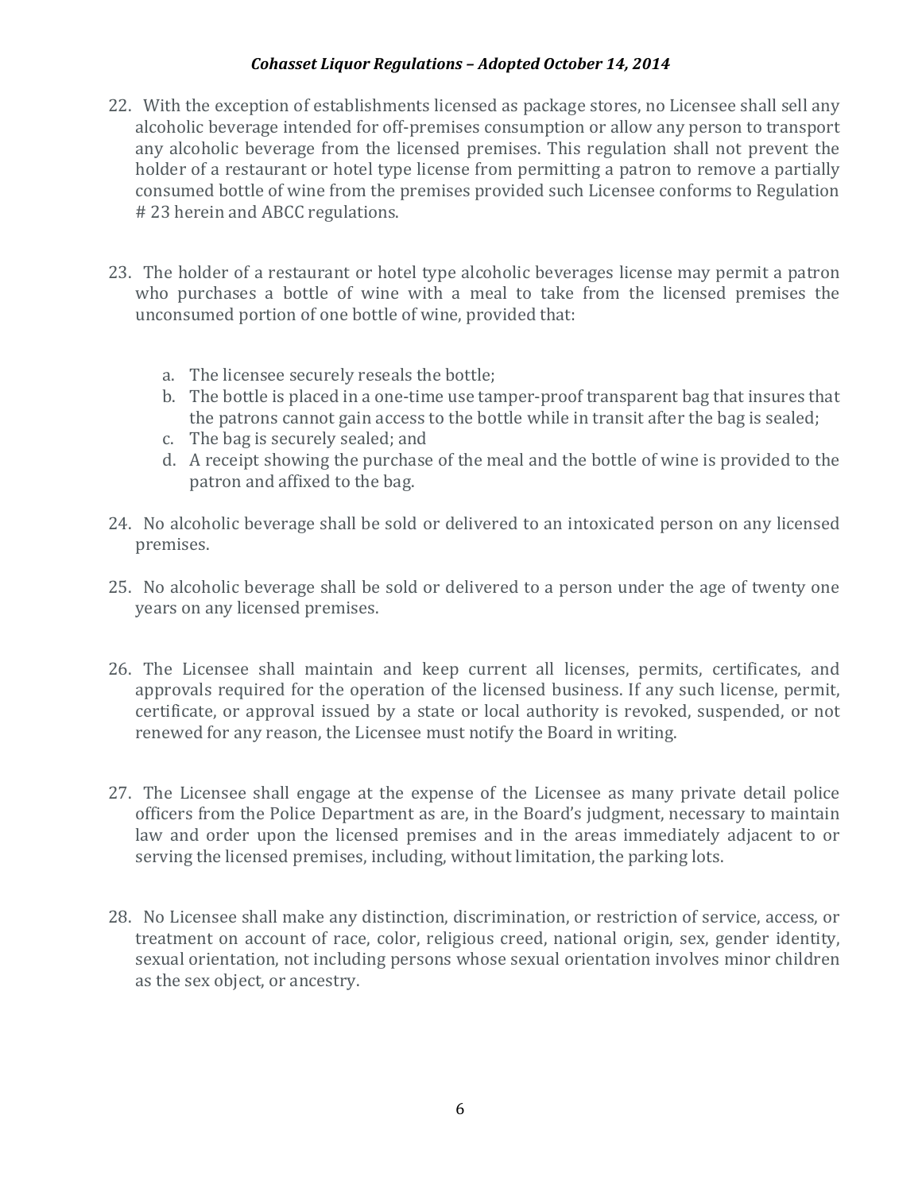22. With the exception of establishments licensed as package stores, no Licensee shall sell any alcoholic beverage intended for off-premises consumption or allow any person to transport any alcoholic beverage from the licensed premises. This regulation shall not prevent the holder of a restaurant or hotel type license from permitting a patron to remove a partially consumed bottle of wine from the premises provided such Licensee conforms to Regulation # 23 herein and ABCC regulations.

23. The holder of a restaurant or hotel type alcoholic beverages license may permit a patron who purchases a bottle of wine with a meal to take from the licensed premises the unconsumed portion of one bottle of wine, provided that:

    a. The licensee securely reseals the bottle;
    b. The bottle is placed in a one-time use tamper-proof transparent bag that insures that the patrons cannot gain access to the bottle while in transit after the bag is sealed;
    c. The bag is securely sealed; and
    d. A receipt showing the purchase of the meal and the bottle of wine is provided to the patron and affixed to the bag.

24. No alcoholic beverage shall be sold or delivered to an intoxicated person on any licensed premises.

25. No alcoholic beverage shall be sold or delivered to a person under the age of twenty one years on any licensed premises.

26. The Licensee shall maintain and keep current all licenses, permits, certificates, and approvals required for the operation of the licensed business. If any such license, permit, certificate, or approval issued by a state or local authority is revoked, suspended, or not renewed for any reason, the Licensee must notify the Board in writing.

27. The Licensee shall engage at the expense of the Licensee as many private detail police officers from the Police Department as are, in the Board's judgment, necessary to maintain law and order upon the licensed premises and in the areas immediately adjacent to or serving the licensed premises, including, without limitation, the parking lots.

28. No Licensee shall make any distinction, discrimination, or restriction of service, access, or treatment on account of race, color, religious creed, national origin, sex, gender identity, sexual orientation, not including persons whose sexual orientation involves minor children as the sex object, or ancestry.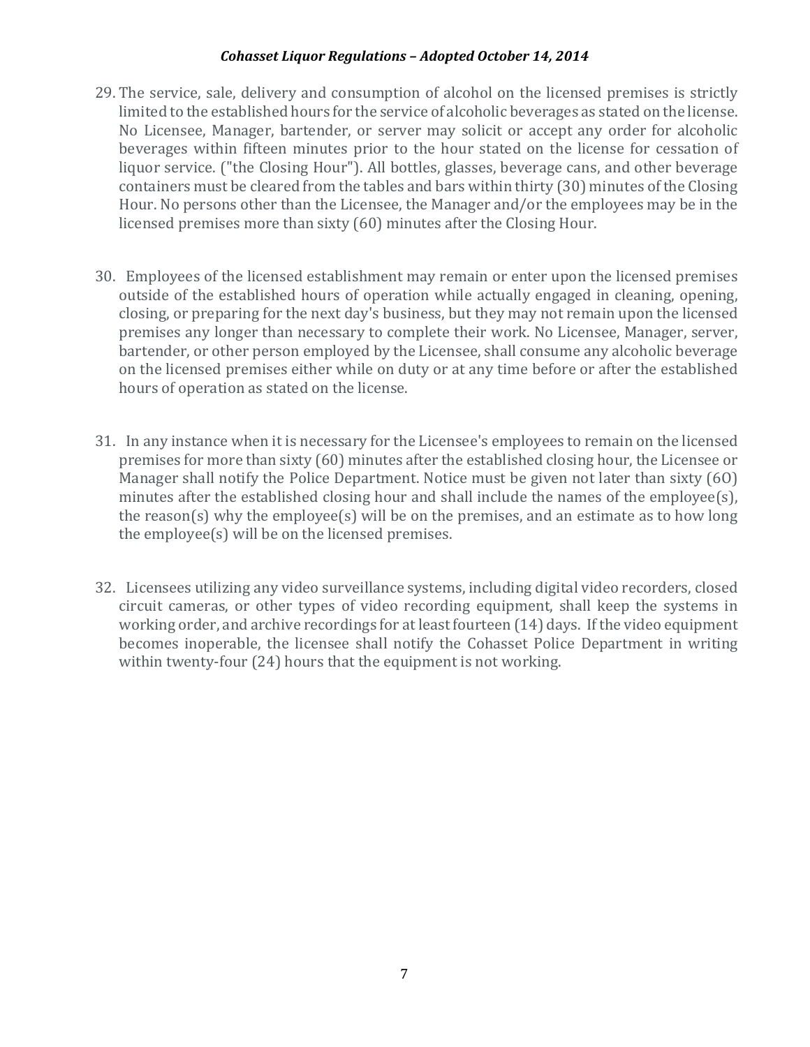29. The service, sale, delivery and consumption of alcohol on the licensed premises is strictly limited to the established hours for the service of alcoholic beverages as stated on the license. No Licensee, Manager, bartender, or server may solicit or accept any order for alcoholic beverages within fifteen minutes prior to the hour stated on the license for cessation of liquor service. ("the Closing Hour"). All bottles, glasses, beverage cans, and other beverage containers must be cleared from the tables and bars within thirty (30) minutes of the Closing Hour. No persons other than the Licensee, the Manager and/or the employees may be in the licensed premises more than sixty (60) minutes after the Closing Hour.

30. Employees of the licensed establishment may remain or enter upon the licensed premises outside of the established hours of operation while actually engaged in cleaning, opening, closing, or preparing for the next day's business, but they may not remain upon the licensed premises any longer than necessary to complete their work. No Licensee, Manager, server, bartender, or other person employed by the Licensee, shall consume any alcoholic beverage on the licensed premises either while on duty or at any time before or after the established hours of operation as stated on the license.

31. In any instance when it is necessary for the Licensee's employees to remain on the licensed premises for more than sixty (60) minutes after the established closing hour, the Licensee or Manager shall notify the Police Department. Notice must be given not later than sixty (6O) minutes after the established closing hour and shall include the names of the employee(s), the reason(s) why the employee(s) will be on the premises, and an estimate as to how long the employee(s) will be on the licensed premises.

32. Licensees utilizing any video surveillance systems, including digital video recorders, closed circuit cameras, or other types of video recording equipment, shall keep the systems in working order, and archive recordings for at least fourteen (14) days. If the video equipment becomes inoperable, the licensee shall notify the Cohasset Police Department in writing within twenty-four (24) hours that the equipment is not working.